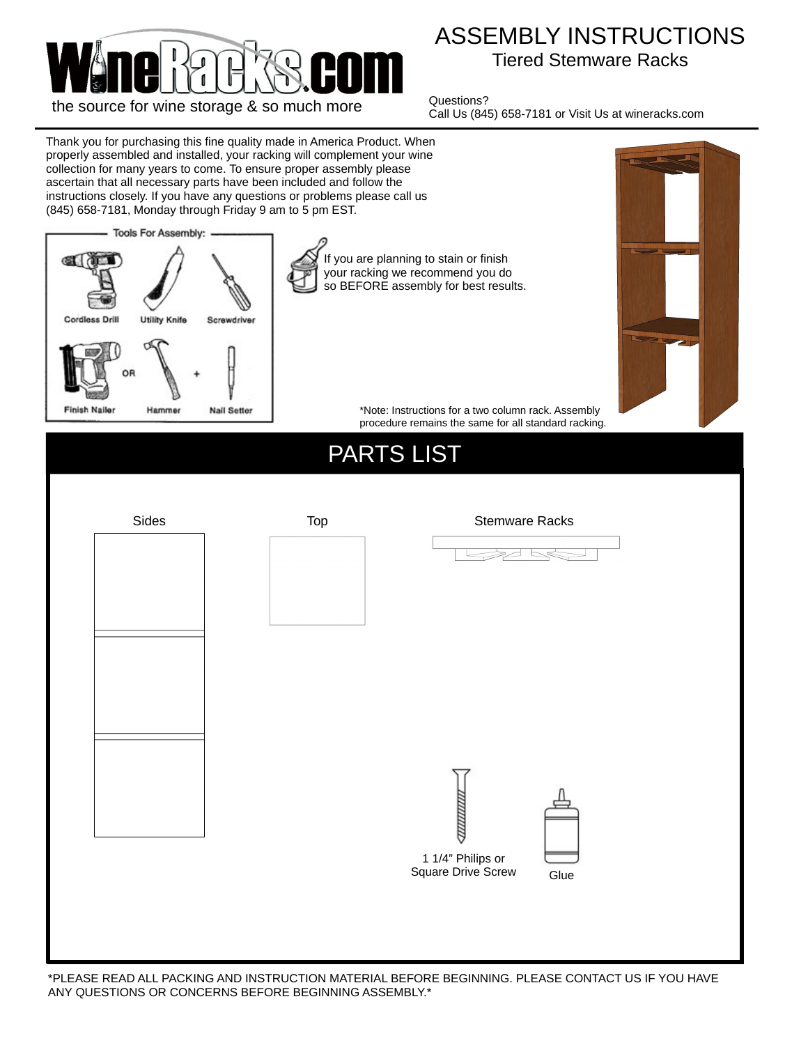WineRacks.com

the source for wine storage & so much more

# ASSEMBLY INSTRUCTIONS

## Tiered Stemware Racks

Questions?
Call Us (845) 658-7181 or Visit Us at wineracks.com

Thank you for purchasing this fine quality made in America Product. When properly assembled and installed, your racking will complement your wine collection for many years to come. To ensure proper assembly please ascertain that all necessary parts have been included and follow the instructions closely. If you have any questions or problems please call us (845) 658-7181, Monday through Friday 9 am to 5 pm EST.

**Tools For Assembly:**

- Cordless Drill
- Utility Knife
- Screwdriver
- Finish Nailer OR Hammer + Nail Setter

If you are planning to stain or finish your racking we recommend you do so BEFORE assembly for best results.

*Note: Instructions for a two column rack. Assembly procedure remains the same for all standard racking.

# PARTS LIST

- Sides
- Top
- Stemware Racks
- 1 1/4" Philips or Square Drive Screw
- Glue

*PLEASE READ ALL PACKING AND INSTRUCTION MATERIAL BEFORE BEGINNING. PLEASE CONTACT US IF YOU HAVE ANY QUESTIONS OR CONCERNS BEFORE BEGINNING ASSEMBLY.*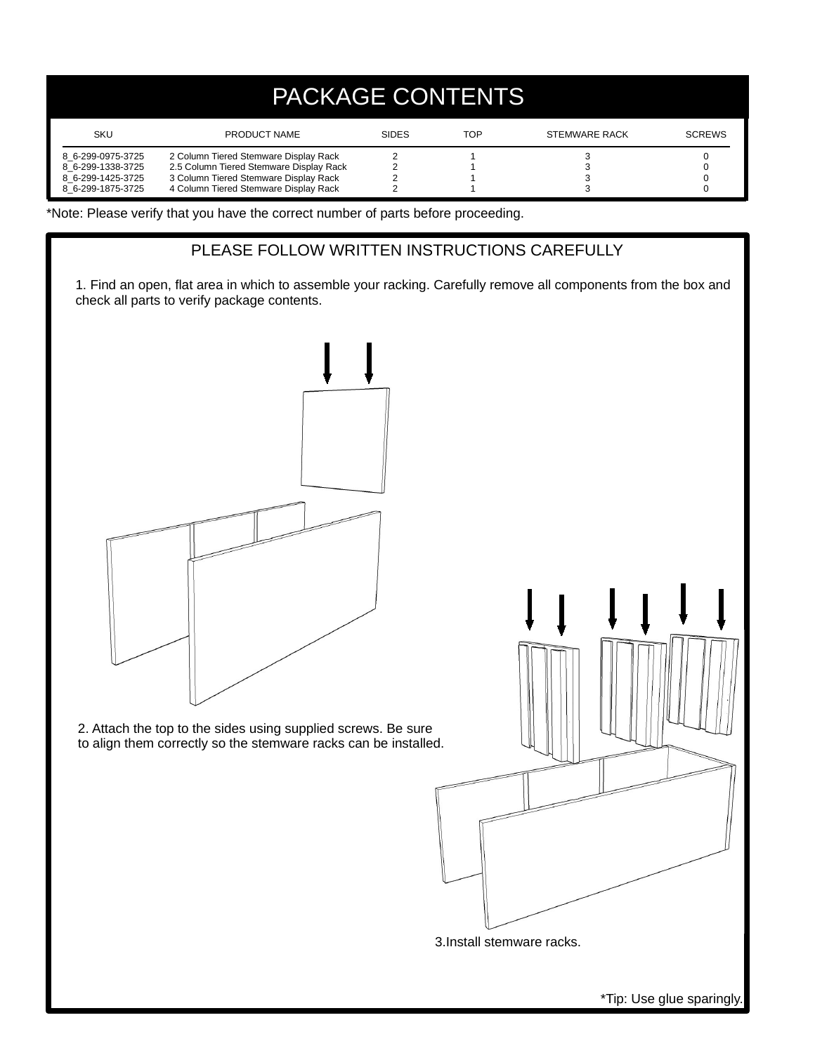# PACKAGE CONTENTS

| SKU | PRODUCT NAME | SIDES | TOP | STEMWARE RACK | SCREWS |
|---|---|---|---|---|---|
| 8_6-299-0975-3725 | 2 Column Tiered Stemware Display Rack | 2 | 1 | 3 | 0 |
| 8_6-299-1338-3725 | 2.5 Column Tiered Stemware Display Rack | 2 | 1 | 3 | 0 |
| 8_6-299-1425-3725 | 3 Column Tiered Stemware Display Rack | 2 | 1 | 3 | 0 |
| 8_6-299-1875-3725 | 4 Column Tiered Stemware Display Rack | 2 | 1 | 3 | 0 |

*Note: Please verify that you have the correct number of parts before proceeding.

## PLEASE FOLLOW WRITTEN INSTRUCTIONS CAREFULLY

1. Find an open, flat area in which to assemble your racking. Carefully remove all components from the box and check all parts to verify package contents.

2. Attach the top to the sides using supplied screws. Be sure to align them correctly so the stemware racks can be installed.

3.Install stemware racks.

*Tip: Use glue sparingly.